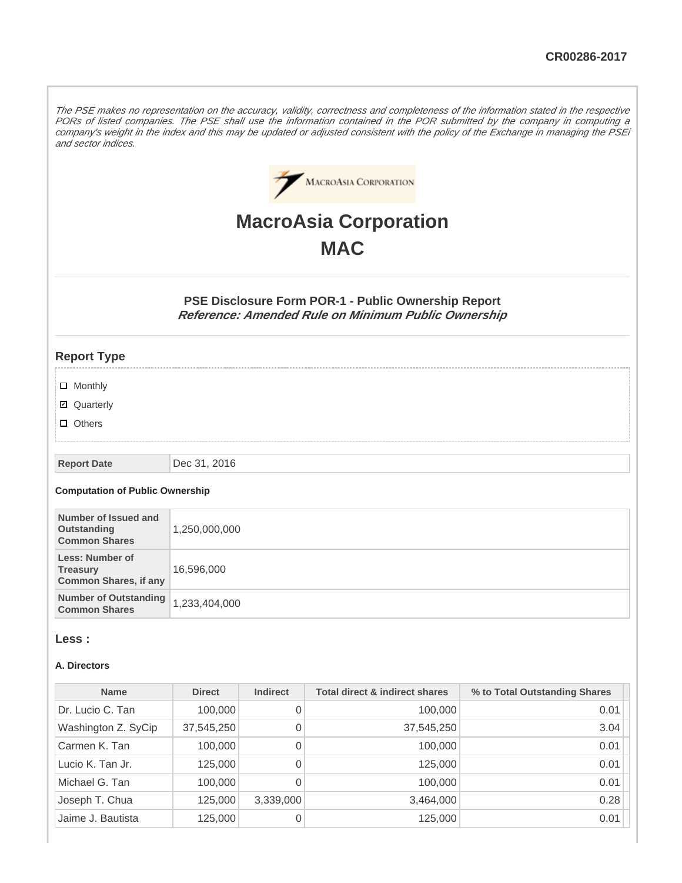CR00286-2017

*The PSE makes no representation on the accuracy, validity, correctness and completeness of the information stated in the respective PORs of listed companies. The PSE shall use the information contained in the POR submitted by the company in computing a company's weight in the index and this may be updated or adjusted consistent with the policy of the Exchange in managing the PSEi and sector indices.*

# MacroAsia Corporation

# MAC

### PSE Disclosure Form POR-1 - Public Ownership Report

***Reference: Amended Rule on Minimum Public Ownership***

## Report Type

- ☐ Monthly
- ☑ Quarterly
- ☐ Others

| Report Date | Dec 31, 2016 |
|---|---|

**Computation of Public Ownership**

| | |
|---|---|
| **Number of Issued and Outstanding Common Shares** | 1,250,000,000 |
| **Less: Number of Treasury Common Shares, if any** | 16,596,000 |
| **Number of Outstanding Common Shares** | 1,233,404,000 |

## Less :

**A. Directors**

| Name | Direct | Indirect | Total direct & indirect shares | % to Total Outstanding Shares |
|---|---|---|---|---|
| Dr. Lucio C. Tan | 100,000 | 0 | 100,000 | 0.01 |
| Washington Z. SyCip | 37,545,250 | 0 | 37,545,250 | 3.04 |
| Carmen K. Tan | 100,000 | 0 | 100,000 | 0.01 |
| Lucio K. Tan Jr. | 125,000 | 0 | 125,000 | 0.01 |
| Michael G. Tan | 100,000 | 0 | 100,000 | 0.01 |
| Joseph T. Chua | 125,000 | 3,339,000 | 3,464,000 | 0.28 |
| Jaime J. Bautista | 125,000 | 0 | 125,000 | 0.01 |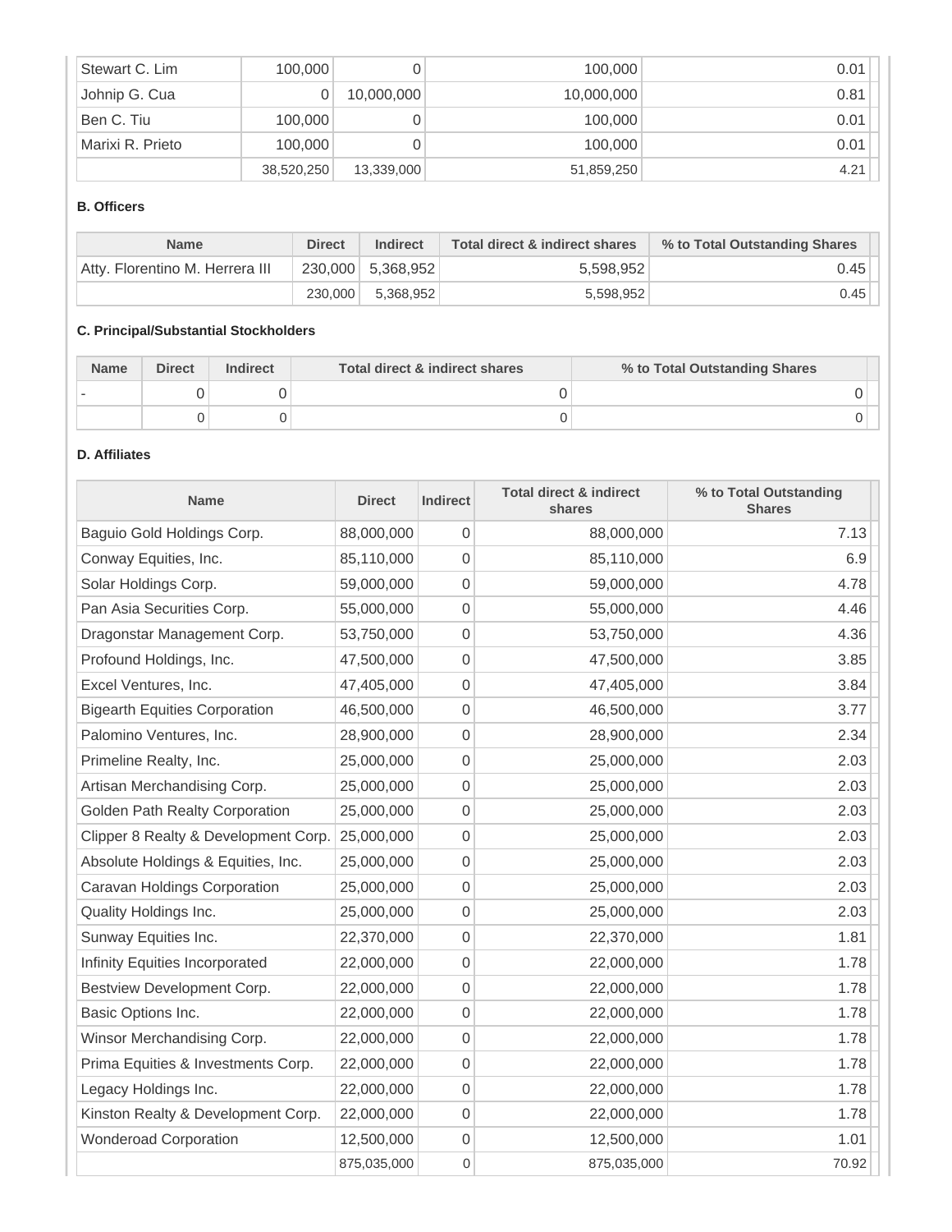| Stewart C. Lim | 100,000 | 0 | 100,000 | 0.01 |
|---|---|---|---|---|
| Johnip G. Cua | 0 | 10,000,000 | 10,000,000 | 0.81 |
| Ben C. Tiu | 100,000 | 0 | 100,000 | 0.01 |
| Marixi R. Prieto | 100,000 | 0 | 100,000 | 0.01 |
| | 38,520,250 | 13,339,000 | 51,859,250 | 4.21 |

**B. Officers**

| Name | Direct | Indirect | Total direct & indirect shares | % to Total Outstanding Shares |
|---|---|---|---|---|
| Atty. Florentino M. Herrera III | 230,000 | 5,368,952 | 5,598,952 | 0.45 |
| | 230,000 | 5,368,952 | 5,598,952 | 0.45 |

**C. Principal/Substantial Stockholders**

| Name | Direct | Indirect | Total direct & indirect shares | % to Total Outstanding Shares |
|---|---|---|---|---|
| - | 0 | 0 | 0 | 0 |
| | 0 | 0 | 0 | 0 |

**D. Affiliates**

| Name | Direct | Indirect | Total direct & indirect shares | % to Total Outstanding Shares |
|---|---|---|---|---|
| Baguio Gold Holdings Corp. | 88,000,000 | 0 | 88,000,000 | 7.13 |
| Conway Equities, Inc. | 85,110,000 | 0 | 85,110,000 | 6.9 |
| Solar Holdings Corp. | 59,000,000 | 0 | 59,000,000 | 4.78 |
| Pan Asia Securities Corp. | 55,000,000 | 0 | 55,000,000 | 4.46 |
| Dragonstar Management Corp. | 53,750,000 | 0 | 53,750,000 | 4.36 |
| Profound Holdings, Inc. | 47,500,000 | 0 | 47,500,000 | 3.85 |
| Excel Ventures, Inc. | 47,405,000 | 0 | 47,405,000 | 3.84 |
| Bigearth Equities Corporation | 46,500,000 | 0 | 46,500,000 | 3.77 |
| Palomino Ventures, Inc. | 28,900,000 | 0 | 28,900,000 | 2.34 |
| Primeline Realty, Inc. | 25,000,000 | 0 | 25,000,000 | 2.03 |
| Artisan Merchandising Corp. | 25,000,000 | 0 | 25,000,000 | 2.03 |
| Golden Path Realty Corporation | 25,000,000 | 0 | 25,000,000 | 2.03 |
| Clipper 8 Realty & Development Corp. | 25,000,000 | 0 | 25,000,000 | 2.03 |
| Absolute Holdings & Equities, Inc. | 25,000,000 | 0 | 25,000,000 | 2.03 |
| Caravan Holdings Corporation | 25,000,000 | 0 | 25,000,000 | 2.03 |
| Quality Holdings Inc. | 25,000,000 | 0 | 25,000,000 | 2.03 |
| Sunway Equities Inc. | 22,370,000 | 0 | 22,370,000 | 1.81 |
| Infinity Equities Incorporated | 22,000,000 | 0 | 22,000,000 | 1.78 |
| Bestview Development Corp. | 22,000,000 | 0 | 22,000,000 | 1.78 |
| Basic Options Inc. | 22,000,000 | 0 | 22,000,000 | 1.78 |
| Winsor Merchandising Corp. | 22,000,000 | 0 | 22,000,000 | 1.78 |
| Prima Equities & Investments Corp. | 22,000,000 | 0 | 22,000,000 | 1.78 |
| Legacy Holdings Inc. | 22,000,000 | 0 | 22,000,000 | 1.78 |
| Kinston Realty & Development Corp. | 22,000,000 | 0 | 22,000,000 | 1.78 |
| Wonderoad Corporation | 12,500,000 | 0 | 12,500,000 | 1.01 |
| | 875,035,000 | 0 | 875,035,000 | 70.92 |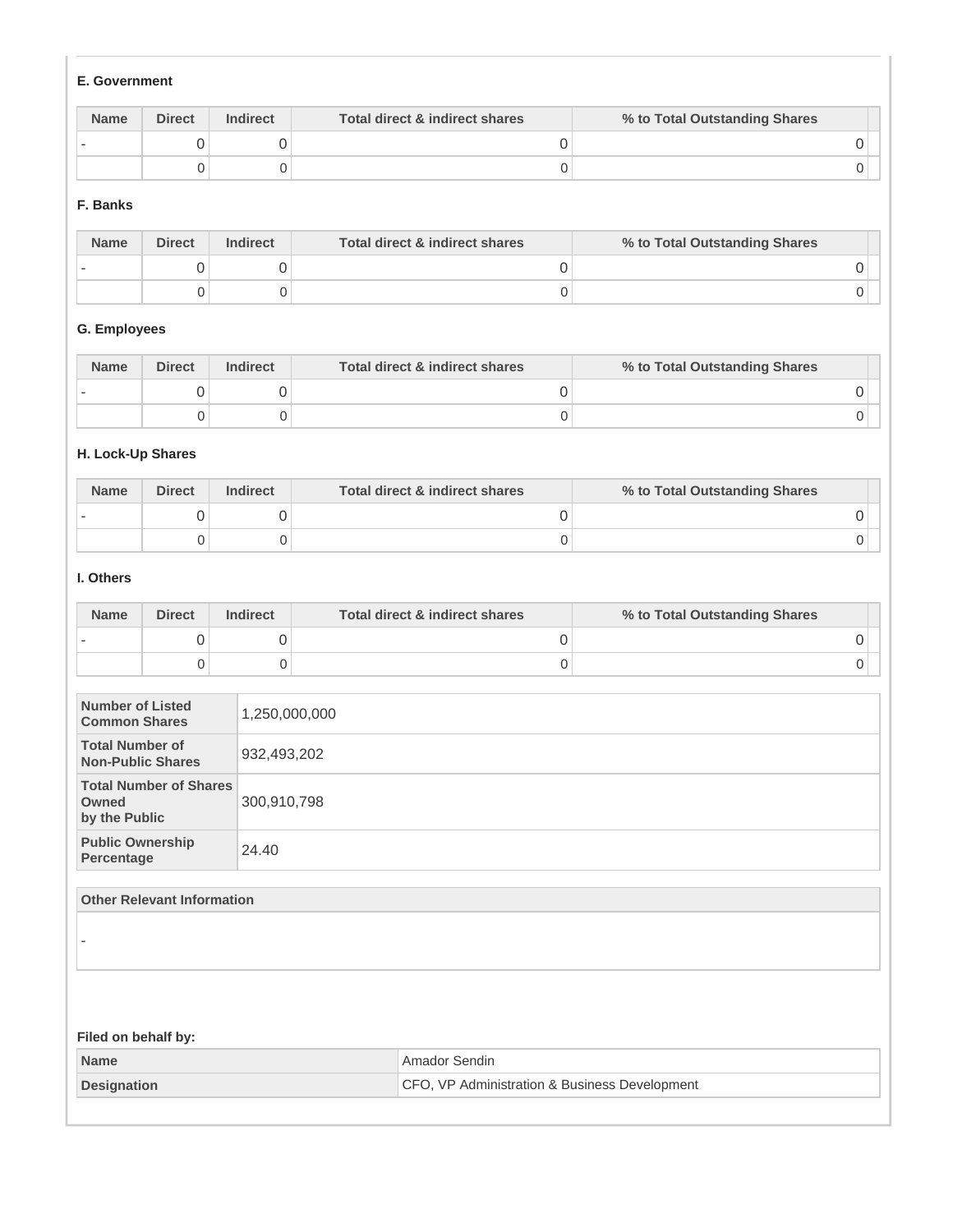### E. Government

| Name | Direct | Indirect | Total direct & indirect shares | % to Total Outstanding Shares |
|---|---|---|---|---|
| - | 0 | 0 | 0 | 0 |
| | 0 | 0 | 0 | 0 |

### F. Banks

| Name | Direct | Indirect | Total direct & indirect shares | % to Total Outstanding Shares |
|---|---|---|---|---|
| - | 0 | 0 | 0 | 0 |
| | 0 | 0 | 0 | 0 |

### G. Employees

| Name | Direct | Indirect | Total direct & indirect shares | % to Total Outstanding Shares |
|---|---|---|---|---|
| - | 0 | 0 | 0 | 0 |
| | 0 | 0 | 0 | 0 |

### H. Lock-Up Shares

| Name | Direct | Indirect | Total direct & indirect shares | % to Total Outstanding Shares |
|---|---|---|---|---|
| - | 0 | 0 | 0 | 0 |
| | 0 | 0 | 0 | 0 |

### I. Others

| Name | Direct | Indirect | Total direct & indirect shares | % to Total Outstanding Shares |
|---|---|---|---|---|
| - | 0 | 0 | 0 | 0 |
| | 0 | 0 | 0 | 0 |

| | |
|---|---|
| **Number of Listed Common Shares** | 1,250,000,000 |
| **Total Number of Non-Public Shares** | 932,493,202 |
| **Total Number of Shares Owned by the Public** | 300,910,798 |
| **Public Ownership Percentage** | 24.40 |

| Other Relevant Information |
|---|
| - |

**Filed on behalf by:**

| | |
|---|---|
| **Name** | Amador Sendin |
| **Designation** | CFO, VP Administration & Business Development |